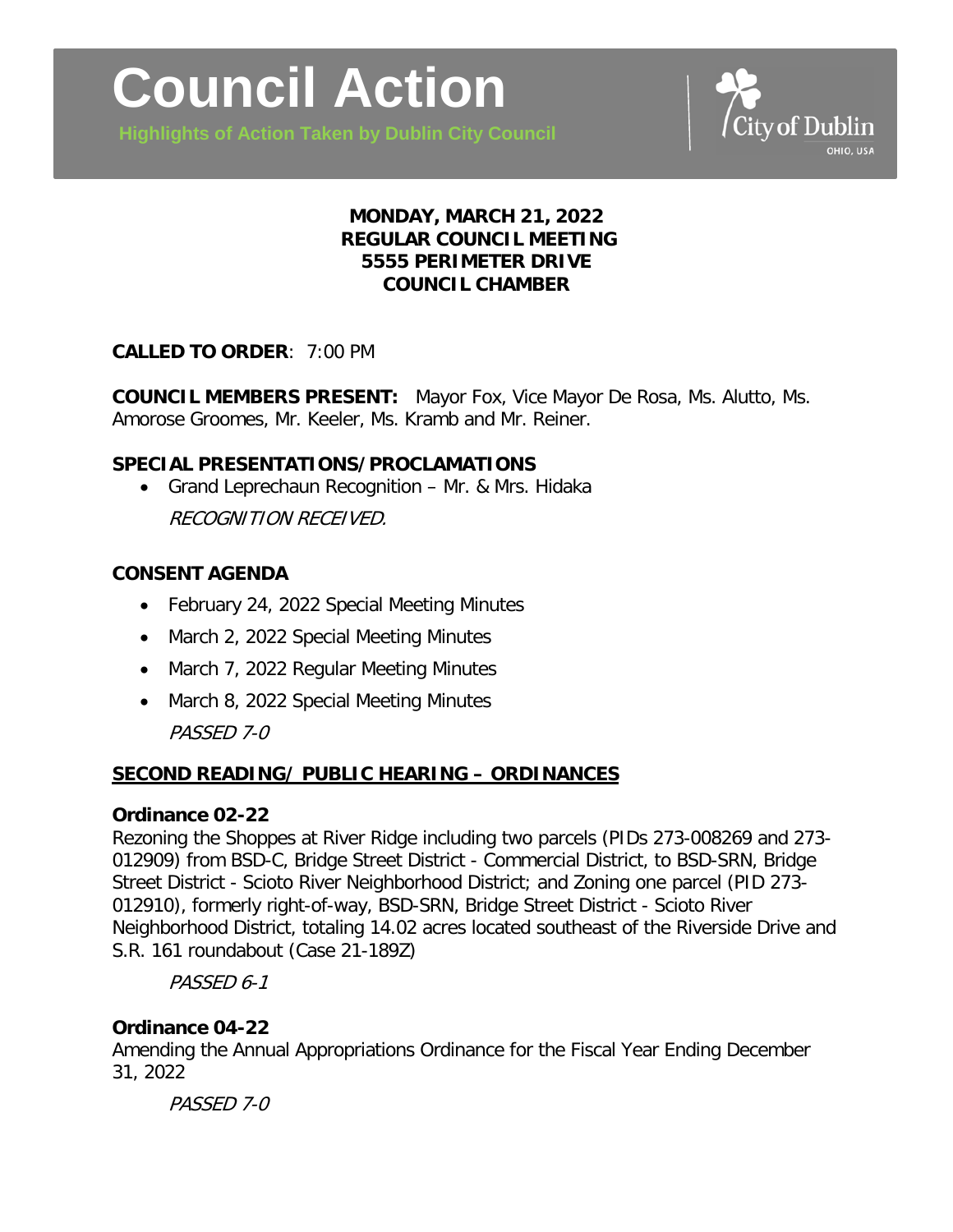# Council Action

**Highlights of Action Taken by Dublin City Council**

City of Dublin
OHIO, USA

**MONDAY, MARCH 21, 2022**
**REGULAR COUNCIL MEETING**
**5555 PERIMETER DRIVE**
**COUNCIL CHAMBER**

**CALLED TO ORDER**: 7:00 PM

**COUNCIL MEMBERS PRESENT:** Mayor Fox, Vice Mayor De Rosa, Ms. Alutto, Ms. Amorose Groomes, Mr. Keeler, Ms. Kramb and Mr. Reiner.

## SPECIAL PRESENTATIONS/PROCLAMATIONS

- Grand Leprechaun Recognition – Mr. & Mrs. Hidaka

  *RECOGNITION RECEIVED.*

## CONSENT AGENDA

- February 24, 2022 Special Meeting Minutes
- March 2, 2022 Special Meeting Minutes
- March 7, 2022 Regular Meeting Minutes
- March 8, 2022 Special Meeting Minutes

  *PASSED 7-0*

## SECOND READING/ PUBLIC HEARING – ORDINANCES

### Ordinance 02-22

Rezoning the Shoppes at River Ridge including two parcels (PIDs 273-008269 and 273-012909) from BSD-C, Bridge Street District - Commercial District, to BSD-SRN, Bridge Street District - Scioto River Neighborhood District; and Zoning one parcel (PID 273-012910), formerly right-of-way, BSD-SRN, Bridge Street District - Scioto River Neighborhood District, totaling 14.02 acres located southeast of the Riverside Drive and S.R. 161 roundabout (Case 21-189Z)

*PASSED 6-1*

### Ordinance 04-22

Amending the Annual Appropriations Ordinance for the Fiscal Year Ending December 31, 2022

*PASSED 7-0*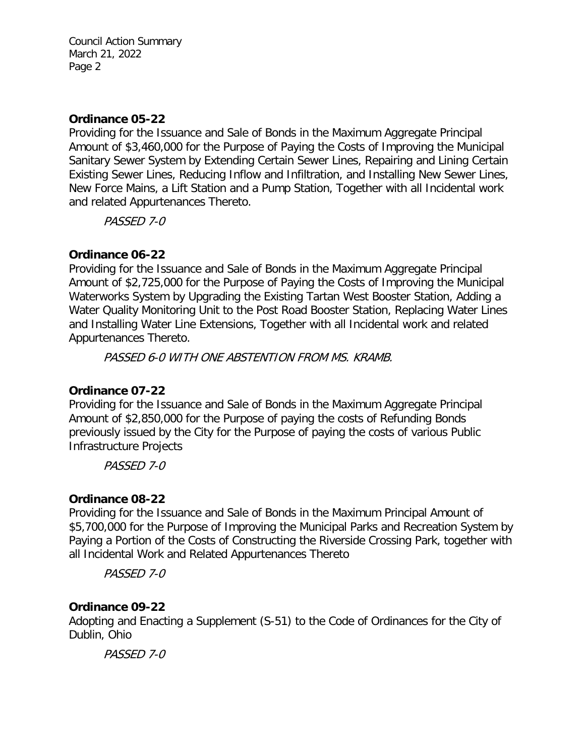**Ordinance 05-22**

Providing for the Issuance and Sale of Bonds in the Maximum Aggregate Principal Amount of $3,460,000 for the Purpose of Paying the Costs of Improving the Municipal Sanitary Sewer System by Extending Certain Sewer Lines, Repairing and Lining Certain Existing Sewer Lines, Reducing Inflow and Infiltration, and Installing New Sewer Lines, New Force Mains, a Lift Station and a Pump Station, Together with all Incidental work and related Appurtenances Thereto.

*PASSED 7-0*

**Ordinance 06-22**

Providing for the Issuance and Sale of Bonds in the Maximum Aggregate Principal Amount of $2,725,000 for the Purpose of Paying the Costs of Improving the Municipal Waterworks System by Upgrading the Existing Tartan West Booster Station, Adding a Water Quality Monitoring Unit to the Post Road Booster Station, Replacing Water Lines and Installing Water Line Extensions, Together with all Incidental work and related Appurtenances Thereto.

*PASSED 6-0 WITH ONE ABSTENTION FROM MS. KRAMB.*

**Ordinance 07-22**

Providing for the Issuance and Sale of Bonds in the Maximum Aggregate Principal Amount of $2,850,000 for the Purpose of paying the costs of Refunding Bonds previously issued by the City for the Purpose of paying the costs of various Public Infrastructure Projects

*PASSED 7-0*

**Ordinance 08-22**

Providing for the Issuance and Sale of Bonds in the Maximum Principal Amount of $5,700,000 for the Purpose of Improving the Municipal Parks and Recreation System by Paying a Portion of the Costs of Constructing the Riverside Crossing Park, together with all Incidental Work and Related Appurtenances Thereto

*PASSED 7-0*

**Ordinance 09-22**

Adopting and Enacting a Supplement (S-51) to the Code of Ordinances for the City of Dublin, Ohio

*PASSED 7-0*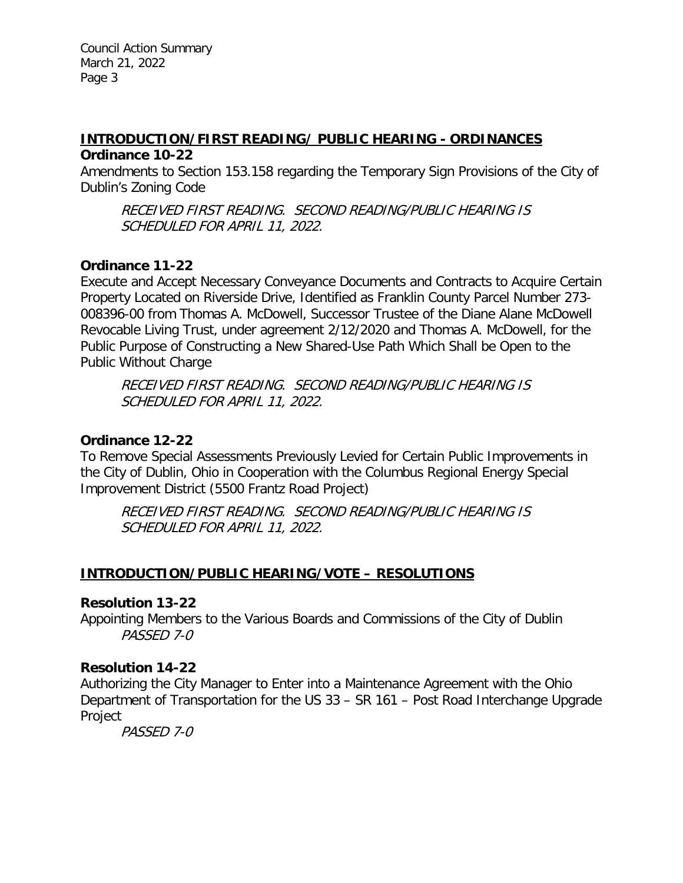## INTRODUCTION/FIRST READING/ PUBLIC HEARING - ORDINANCES

**Ordinance 10-22**

Amendments to Section 153.158 regarding the Temporary Sign Provisions of the City of Dublin's Zoning Code

*RECEIVED FIRST READING. SECOND READING/PUBLIC HEARING IS SCHEDULED FOR APRIL 11, 2022.*

**Ordinance 11-22**

Execute and Accept Necessary Conveyance Documents and Contracts to Acquire Certain Property Located on Riverside Drive, Identified as Franklin County Parcel Number 273-008396-00 from Thomas A. McDowell, Successor Trustee of the Diane Alane McDowell Revocable Living Trust, under agreement 2/12/2020 and Thomas A. McDowell, for the Public Purpose of Constructing a New Shared-Use Path Which Shall be Open to the Public Without Charge

*RECEIVED FIRST READING. SECOND READING/PUBLIC HEARING IS SCHEDULED FOR APRIL 11, 2022.*

**Ordinance 12-22**

To Remove Special Assessments Previously Levied for Certain Public Improvements in the City of Dublin, Ohio in Cooperation with the Columbus Regional Energy Special Improvement District (5500 Frantz Road Project)

*RECEIVED FIRST READING. SECOND READING/PUBLIC HEARING IS SCHEDULED FOR APRIL 11, 2022.*

## INTRODUCTION/PUBLIC HEARING/VOTE – RESOLUTIONS

**Resolution 13-22**

Appointing Members to the Various Boards and Commissions of the City of Dublin

*PASSED 7-0*

**Resolution 14-22**

Authorizing the City Manager to Enter into a Maintenance Agreement with the Ohio Department of Transportation for the US 33 – SR 161 – Post Road Interchange Upgrade Project

*PASSED 7-0*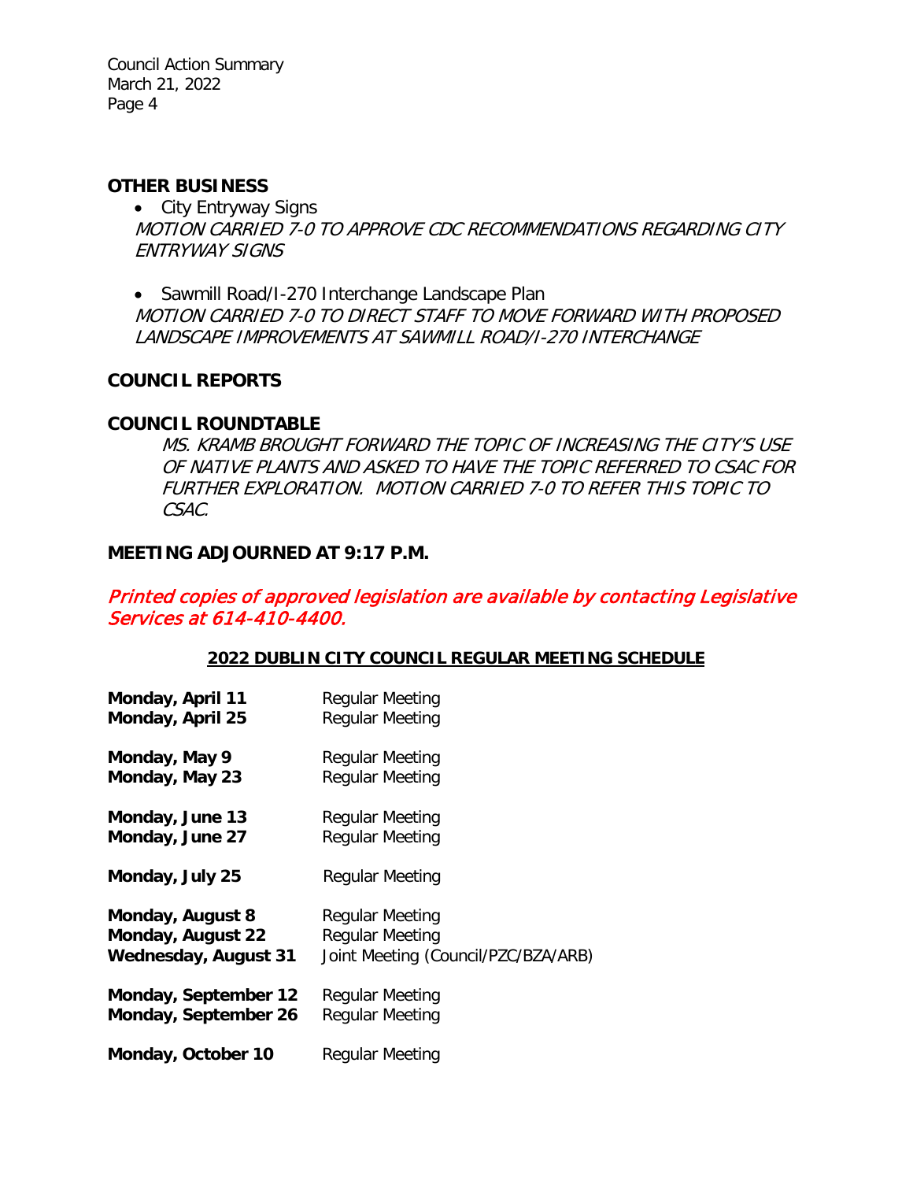## OTHER BUSINESS

- City Entryway Signs

*MOTION CARRIED 7-0 TO APPROVE CDC RECOMMENDATIONS REGARDING CITY ENTRYWAY SIGNS*

- Sawmill Road/I-270 Interchange Landscape Plan

*MOTION CARRIED 7-0 TO DIRECT STAFF TO MOVE FORWARD WITH PROPOSED LANDSCAPE IMPROVEMENTS AT SAWMILL ROAD/I-270 INTERCHANGE*

## COUNCIL REPORTS

## COUNCIL ROUNDTABLE

*MS. KRAMB BROUGHT FORWARD THE TOPIC OF INCREASING THE CITY'S USE OF NATIVE PLANTS AND ASKED TO HAVE THE TOPIC REFERRED TO CSAC FOR FURTHER EXPLORATION. MOTION CARRIED 7-0 TO REFER THIS TOPIC TO CSAC.*

## MEETING ADJOURNED AT 9:17 P.M.

*Printed copies of approved legislation are available by contacting Legislative Services at 614-410-4400.*

### 2022 DUBLIN CITY COUNCIL REGULAR MEETING SCHEDULE

| | |
|---|---|
| **Monday, April 11** | Regular Meeting |
| **Monday, April 25** | Regular Meeting |
| **Monday, May 9** | Regular Meeting |
| **Monday, May 23** | Regular Meeting |
| **Monday, June 13** | Regular Meeting |
| **Monday, June 27** | Regular Meeting |
| **Monday, July 25** | Regular Meeting |
| **Monday, August 8** | Regular Meeting |
| **Monday, August 22** | Regular Meeting |
| **Wednesday, August 31** | Joint Meeting (Council/PZC/BZA/ARB) |
| **Monday, September 12** | Regular Meeting |
| **Monday, September 26** | Regular Meeting |
| **Monday, October 10** | Regular Meeting |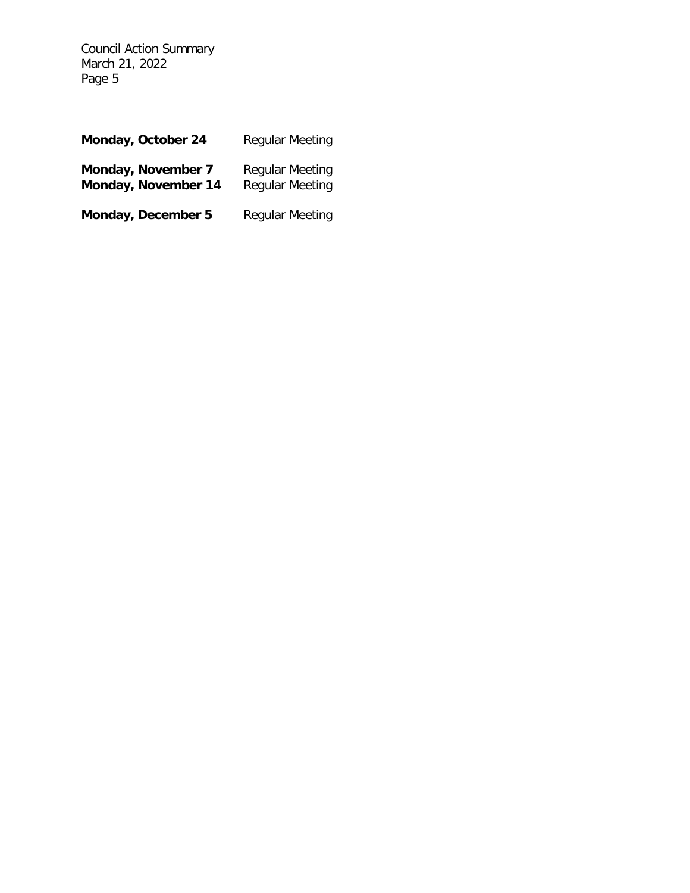**Monday, October 24** Regular Meeting

**Monday, November 7** Regular Meeting
**Monday, November 14** Regular Meeting

**Monday, December 5** Regular Meeting